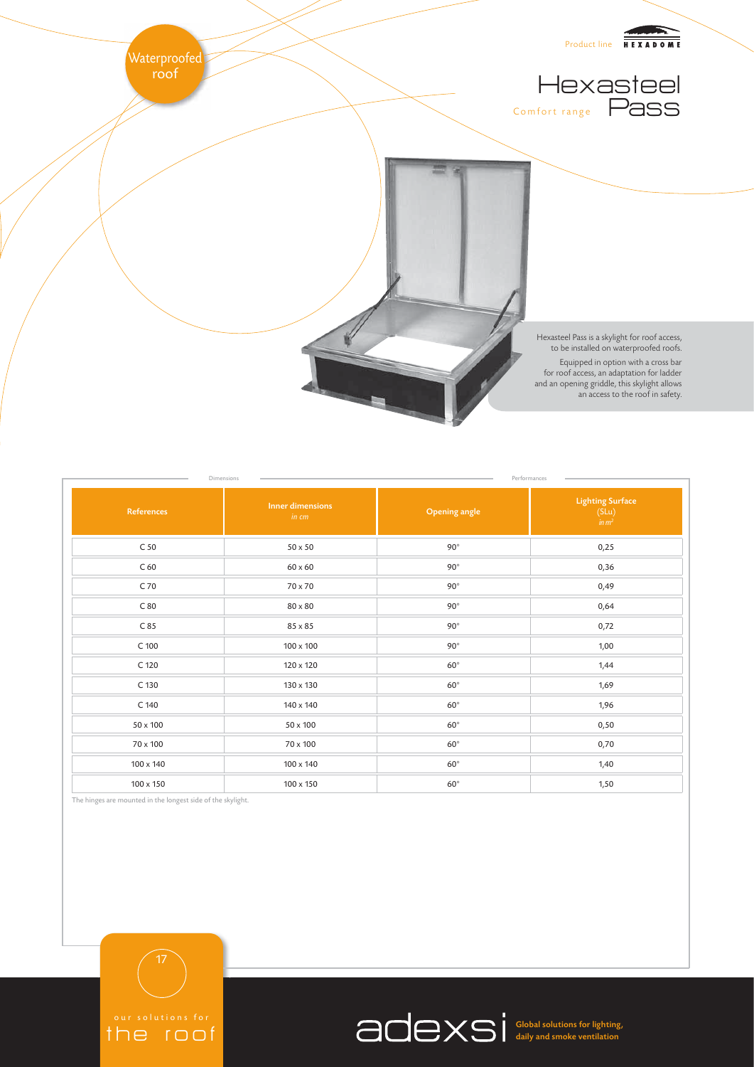Waterproofed roof

Product line HEXADOME

# Hexasteel Pass

Comfort range

Hexasteel Pass is a skylight for roof access, to be installed on waterproofed roofs.

Equipped in option with a cross bar for roof access, an adaptation for ladder and an opening griddle, this skylight allows an access to the roof in safety.

| Dimensions | | Performances | |
|---|---|---|---|
| References | Inner dimensions *in cm* | Opening angle | Lighting Surface (SLu) *in $m^2$* |
| C 50 | 50 x 50 | 90° | 0,25 |
| C 60 | 60 x 60 | 90° | 0,36 |
| C 70 | 70 x 70 | 90° | 0,49 |
| C 80 | 80 x 80 | 90° | 0,64 |
| C 85 | 85 x 85 | 90° | 0,72 |
| C 100 | 100 x 100 | 90° | 1,00 |
| C 120 | 120 x 120 | 60° | 1,44 |
| C 130 | 130 x 130 | 60° | 1,69 |
| C 140 | 140 x 140 | 60° | 1,96 |
| 50 x 100 | 50 x 100 | 60° | 0,50 |
| 70 x 100 | 70 x 100 | 60° | 0,70 |
| 100 x 140 | 100 x 140 | 60° | 1,40 |
| 100 x 150 | 100 x 150 | 60° | 1,50 |

The hinges are mounted in the longest side of the skylight.

our solutions for the roof

adexsi Global solutions for lighting, daily and smoke ventilation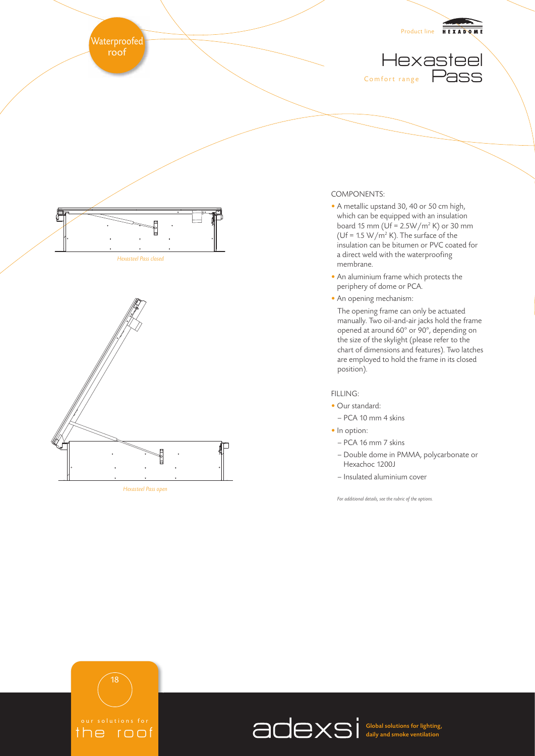Waterproofed roof

Product line HEXADOME

# Hexasteel Pass

Comfort range

*Hexasteel Pass closed*

*Hexasteel Pass open*

COMPONENTS:

- A metallic upstand 30, 40 or 50 cm high, which can be equipped with an insulation board 15 mm ($Uf = 2.5 W/m^2 K$) or 30 mm ($Uf = 1.5 W/m^2 K$). The surface of the insulation can be bitumen or PVC coated for a direct weld with the waterproofing membrane.
- An aluminium frame which protects the periphery of dome or PCA.
- An opening mechanism:

  The opening frame can only be actuated manually. Two oil-and-air jacks hold the frame opened at around 60° or 90°, depending on the size of the skylight (please refer to the chart of dimensions and features). Two latches are employed to hold the frame in its closed position).

FILLING:

- Our standard:
  - PCA 10 mm 4 skins
- In option:
  - PCA 16 mm 7 skins
  - Double dome in PMMA, polycarbonate or Hexachoc 1200J
  - Insulated aluminium cover

*For additional details, see the rubric of the options.*

our solutions for the roof

adexsi Global solutions for lighting, daily and smoke ventilation